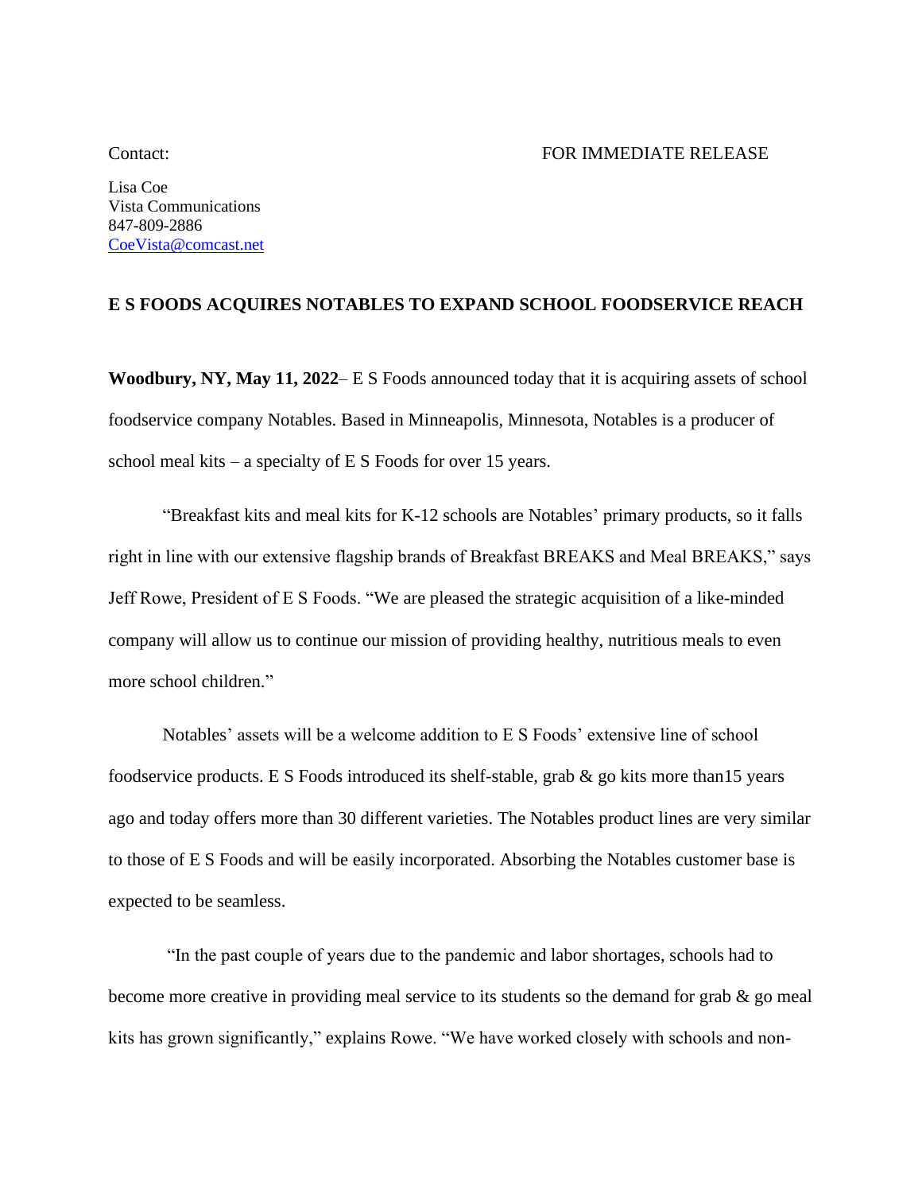Contact: FOR IMMEDIATE RELEASE

Lisa Coe
Vista Communications
847-809-2886
CoeVista@comcast.net

**E S FOODS ACQUIRES NOTABLES TO EXPAND SCHOOL FOODSERVICE REACH**

**Woodbury, NY, May 11, 2022**– E S Foods announced today that it is acquiring assets of school foodservice company Notables. Based in Minneapolis, Minnesota, Notables is a producer of school meal kits – a specialty of E S Foods for over 15 years.

"Breakfast kits and meal kits for K-12 schools are Notables' primary products, so it falls right in line with our extensive flagship brands of Breakfast BREAKS and Meal BREAKS," says Jeff Rowe, President of E S Foods. "We are pleased the strategic acquisition of a like-minded company will allow us to continue our mission of providing healthy, nutritious meals to even more school children."

Notables' assets will be a welcome addition to E S Foods' extensive line of school foodservice products. E S Foods introduced its shelf-stable, grab & go kits more than15 years ago and today offers more than 30 different varieties. The Notables product lines are very similar to those of E S Foods and will be easily incorporated. Absorbing the Notables customer base is expected to be seamless.

"In the past couple of years due to the pandemic and labor shortages, schools had to become more creative in providing meal service to its students so the demand for grab & go meal kits has grown significantly," explains Rowe. "We have worked closely with schools and non-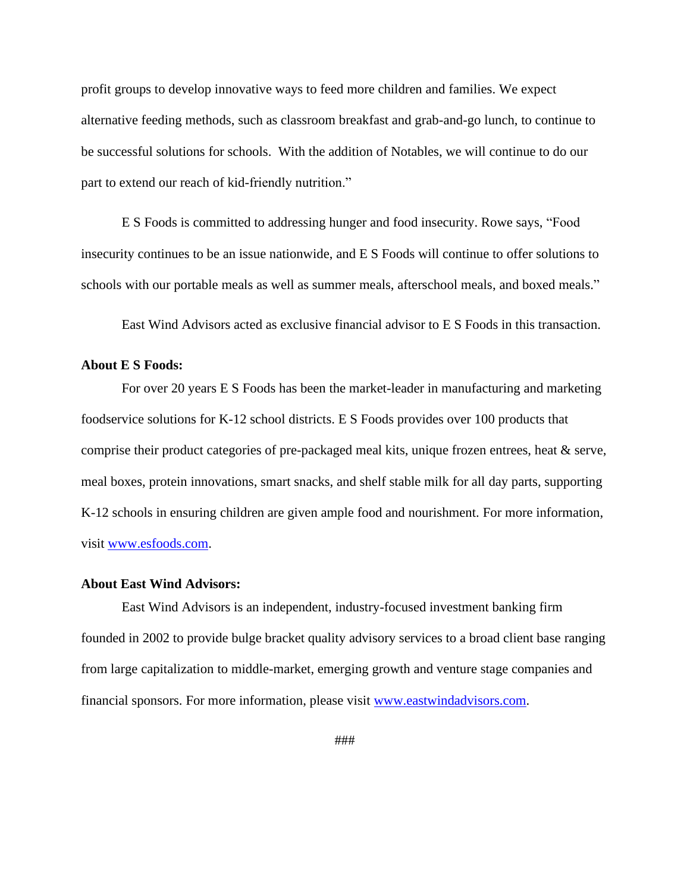profit groups to develop innovative ways to feed more children and families. We expect alternative feeding methods, such as classroom breakfast and grab-and-go lunch, to continue to be successful solutions for schools. With the addition of Notables, we will continue to do our part to extend our reach of kid-friendly nutrition."

E S Foods is committed to addressing hunger and food insecurity. Rowe says, "Food insecurity continues to be an issue nationwide, and E S Foods will continue to offer solutions to schools with our portable meals as well as summer meals, afterschool meals, and boxed meals."

East Wind Advisors acted as exclusive financial advisor to E S Foods in this transaction.

**About E S Foods:**

For over 20 years E S Foods has been the market-leader in manufacturing and marketing foodservice solutions for K-12 school districts. E S Foods provides over 100 products that comprise their product categories of pre-packaged meal kits, unique frozen entrees, heat & serve, meal boxes, protein innovations, smart snacks, and shelf stable milk for all day parts, supporting K-12 schools in ensuring children are given ample food and nourishment. For more information, visit [www.esfoods.com](http://www.esfoods.com).

**About East Wind Advisors:**

East Wind Advisors is an independent, industry-focused investment banking firm founded in 2002 to provide bulge bracket quality advisory services to a broad client base ranging from large capitalization to middle-market, emerging growth and venture stage companies and financial sponsors. For more information, please visit [www.eastwindadvisors.com](http://www.eastwindadvisors.com).

###